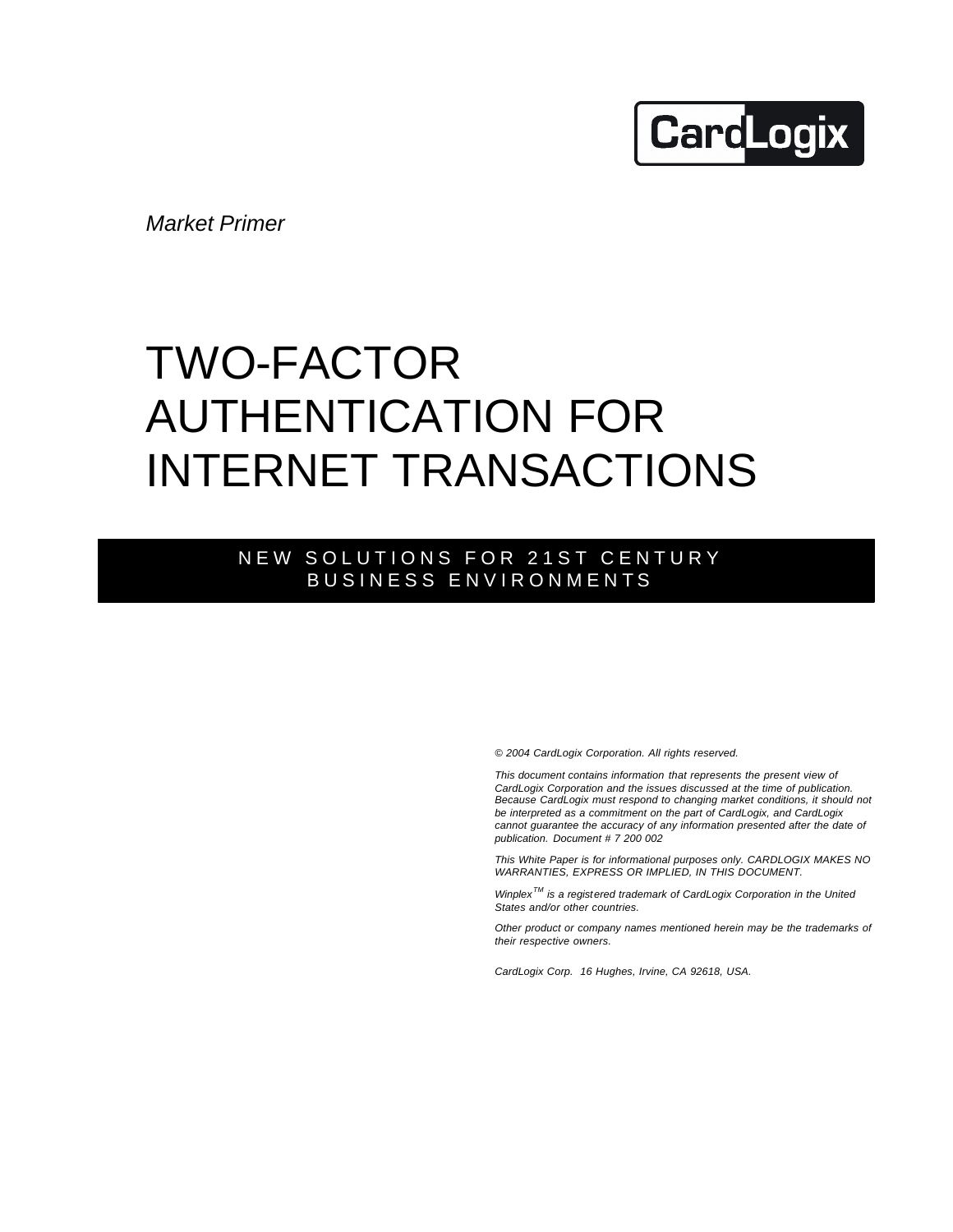CardLogix

*Market Primer*

# TWO-FACTOR AUTHENTICATION FOR INTERNET TRANSACTIONS

## NEW SOLUTIONS FOR 21ST CENTURY BUSINESS ENVIRONMENTS

*© 2004 CardLogix Corporation. All rights reserved.*

*This document contains information that represents the present view of CardLogix Corporation and the issues discussed at the time of publication. Because CardLogix must respond to changing market conditions, it should not be interpreted as a commitment on the part of CardLogix, and CardLogix cannot guarantee the accuracy of any information presented after the date of publication. Document # 7 200 002*

*This White Paper is for informational purposes only. CARDLOGIX MAKES NO WARRANTIES, EXPRESS OR IMPLIED, IN THIS DOCUMENT.*

*Winplex™ is a registered trademark of CardLogix Corporation in the United States and/or other countries.*

*Other product or company names mentioned herein may be the trademarks of their respective owners.*

*CardLogix Corp. 16 Hughes, Irvine, CA 92618, USA.*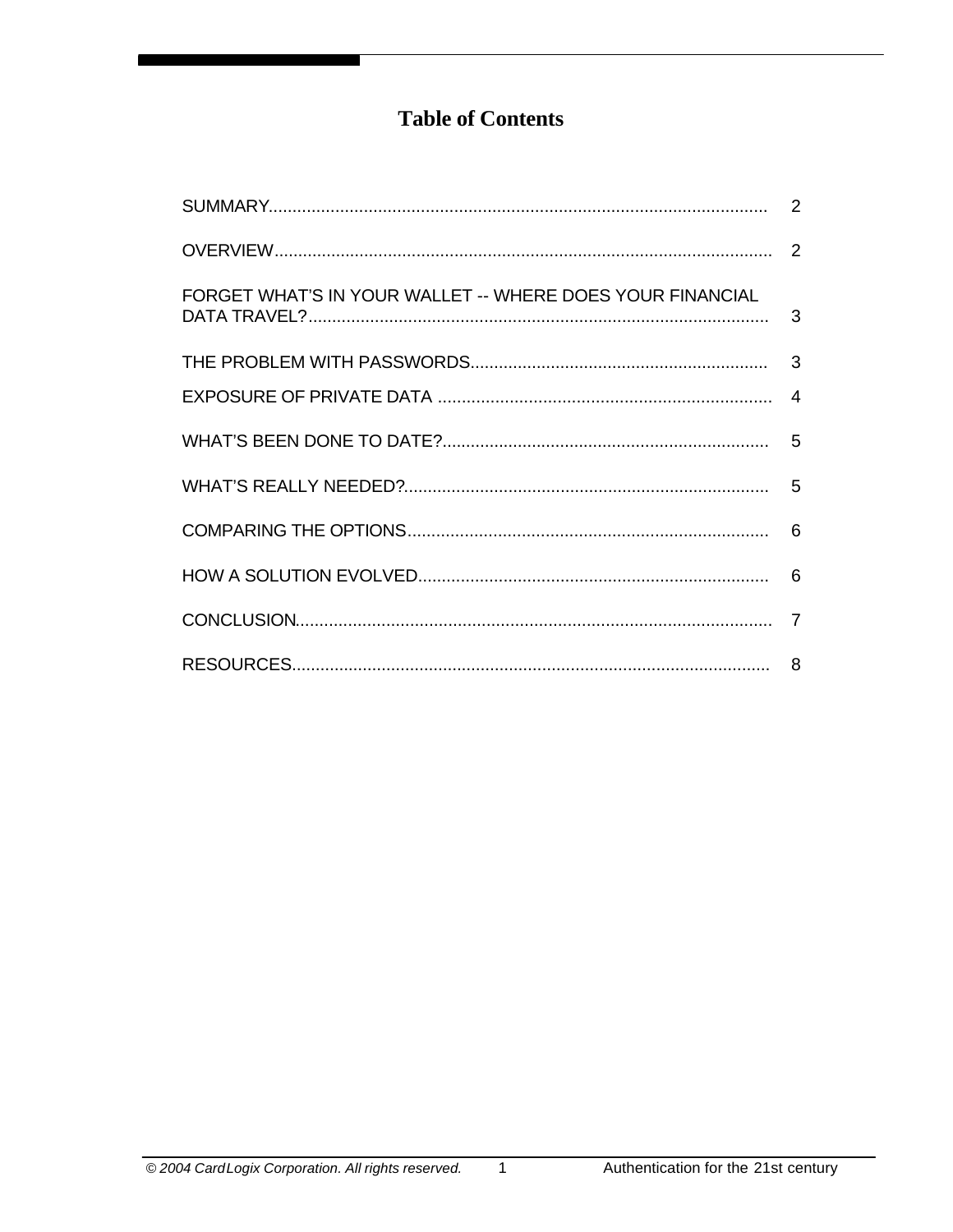# Table of Contents

| | |
|---|---|
| SUMMARY | 2 |
| OVERVIEW | 2 |
| FORGET WHAT'S IN YOUR WALLET -- WHERE DOES YOUR FINANCIAL DATA TRAVEL? | 3 |
| THE PROBLEM WITH PASSWORDS | 3 |
| EXPOSURE OF PRIVATE DATA | 4 |
| WHAT'S BEEN DONE TO DATE? | 5 |
| WHAT'S REALLY NEEDED? | 5 |
| COMPARING THE OPTIONS | 6 |
| HOW A SOLUTION EVOLVED | 6 |
| CONCLUSION | 7 |
| RESOURCES | 8 |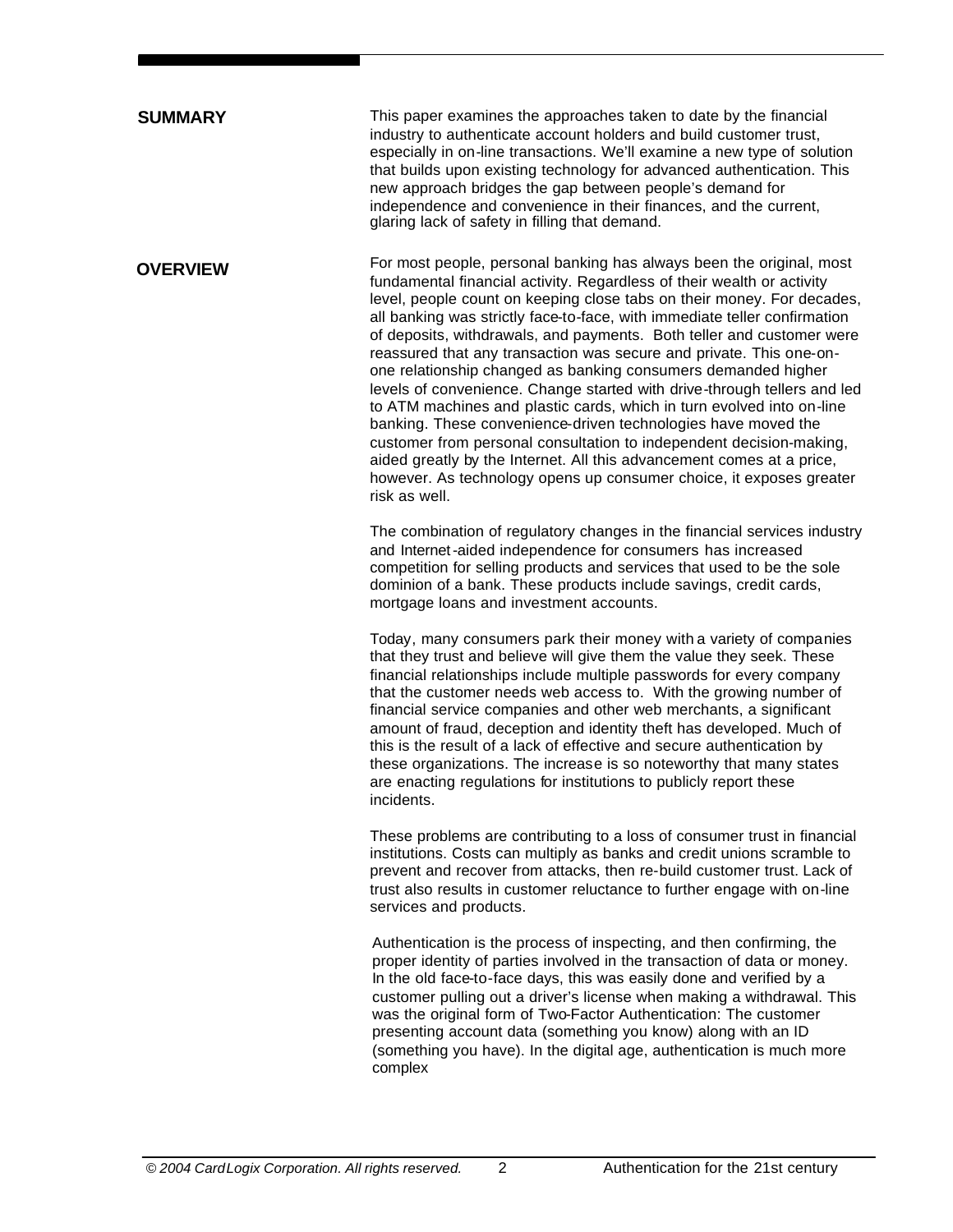## SUMMARY

This paper examines the approaches taken to date by the financial industry to authenticate account holders and build customer trust, especially in on-line transactions. We'll examine a new type of solution that builds upon existing technology for advanced authentication. This new approach bridges the gap between people's demand for independence and convenience in their finances, and the current, glaring lack of safety in filling that demand.

## OVERVIEW

For most people, personal banking has always been the original, most fundamental financial activity. Regardless of their wealth or activity level, people count on keeping close tabs on their money. For decades, all banking was strictly face-to-face, with immediate teller confirmation of deposits, withdrawals, and payments. Both teller and customer were reassured that any transaction was secure and private. This one-on-one relationship changed as banking consumers demanded higher levels of convenience. Change started with drive-through tellers and led to ATM machines and plastic cards, which in turn evolved into on-line banking. These convenience-driven technologies have moved the customer from personal consultation to independent decision-making, aided greatly by the Internet. All this advancement comes at a price, however. As technology opens up consumer choice, it exposes greater risk as well.

The combination of regulatory changes in the financial services industry and Internet-aided independence for consumers has increased competition for selling products and services that used to be the sole dominion of a bank. These products include savings, credit cards, mortgage loans and investment accounts.

Today, many consumers park their money with a variety of companies that they trust and believe will give them the value they seek. These financial relationships include multiple passwords for every company that the customer needs web access to. With the growing number of financial service companies and other web merchants, a significant amount of fraud, deception and identity theft has developed. Much of this is the result of a lack of effective and secure authentication by these organizations. The increase is so noteworthy that many states are enacting regulations for institutions to publicly report these incidents.

These problems are contributing to a loss of consumer trust in financial institutions. Costs can multiply as banks and credit unions scramble to prevent and recover from attacks, then re-build customer trust. Lack of trust also results in customer reluctance to further engage with on-line services and products.

Authentication is the process of inspecting, and then confirming, the proper identity of parties involved in the transaction of data or money. In the old face-to-face days, this was easily done and verified by a customer pulling out a driver's license when making a withdrawal. This was the original form of Two-Factor Authentication: The customer presenting account data (something you know) along with an ID (something you have). In the digital age, authentication is much more complex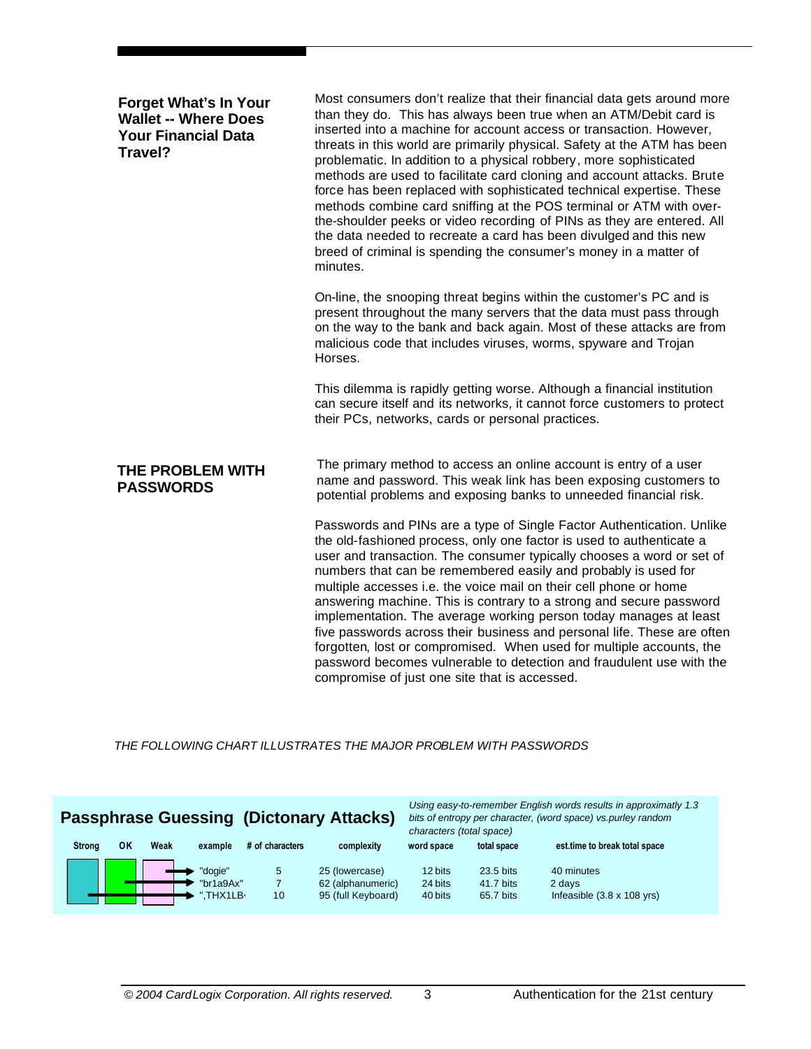## Forget What's In Your Wallet -- Where Does Your Financial Data Travel?

Most consumers don't realize that their financial data gets around more than they do. This has always been true when an ATM/Debit card is inserted into a machine for account access or transaction. However, threats in this world are primarily physical. Safety at the ATM has been problematic. In addition to a physical robbery, more sophisticated methods are used to facilitate card cloning and account attacks. Brute force has been replaced with sophisticated technical expertise. These methods combine card sniffing at the POS terminal or ATM with over-the-shoulder peeks or video recording of PINs as they are entered. All the data needed to recreate a card has been divulged and this new breed of criminal is spending the consumer's money in a matter of minutes.

On-line, the snooping threat begins within the customer's PC and is present throughout the many servers that the data must pass through on the way to the bank and back again. Most of these attacks are from malicious code that includes viruses, worms, spyware and Trojan Horses.

This dilemma is rapidly getting worse. Although a financial institution can secure itself and its networks, it cannot force customers to protect their PCs, networks, cards or personal practices.

## THE PROBLEM WITH PASSWORDS

The primary method to access an online account is entry of a user name and password. This weak link has been exposing customers to potential problems and exposing banks to unneeded financial risk.

Passwords and PINs are a type of Single Factor Authentication. Unlike the old-fashioned process, only one factor is used to authenticate a user and transaction. The consumer typically chooses a word or set of numbers that can be remembered easily and probably is used for multiple accesses i.e. the voice mail on their cell phone or home answering machine. This is contrary to a strong and secure password implementation. The average working person today manages at least five passwords across their business and personal life. These are often forgotten, lost or compromised. When used for multiple accounts, the password becomes vulnerable to detection and fraudulent use with the compromise of just one site that is accessed.

*THE FOLLOWING CHART ILLUSTRATES THE MAJOR PROBLEM WITH PASSWORDS*

**Passphrase Guessing (Dictonary Attacks)**

*Using easy-to-remember English words results in approximately 1.3 bits of entropy per character, (word space) vs.purley random characters (total space)*

| Strength | example | # of characters | complexity | word space | total space | est.time to break total space |
|---|---|---|---|---|---|---|
| Weak | "dogie" | 5 | 25 (lowercase) | 12 bits | 23.5 bits | 40 minutes |
| OK | "br1a9Ax" | 7 | 62 (alphanumeric) | 24 bits | 41.7 bits | 2 days |
| Strong | ",THX1LB· | 10 | 95 (full Keyboard) | 40 bits | 65.7 bits | Infeasible (3.8 x 108 yrs) |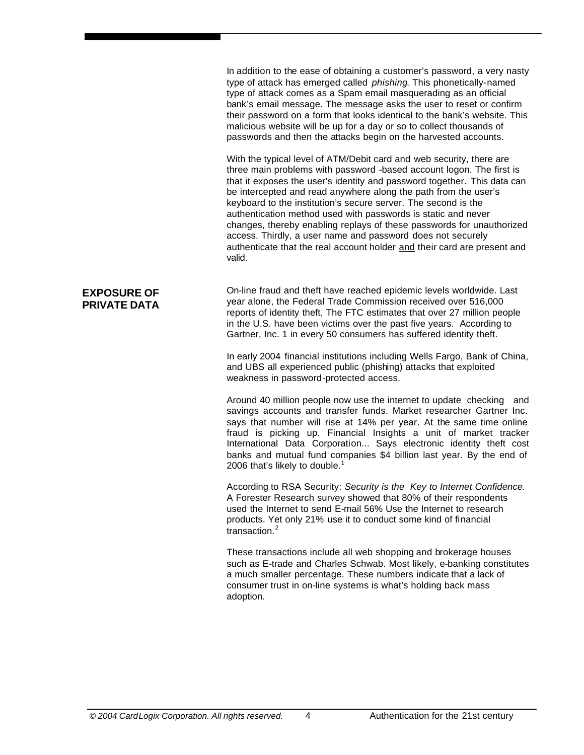In addition to the ease of obtaining a customer's password, a very nasty type of attack has emerged called *phishing*. This phonetically-named type of attack comes as a Spam email masquerading as an official bank's email message. The message asks the user to reset or confirm their password on a form that looks identical to the bank's website. This malicious website will be up for a day or so to collect thousands of passwords and then the attacks begin on the harvested accounts.

With the typical level of ATM/Debit card and web security, there are three main problems with password -based account logon. The first is that it exposes the user's identity and password together. This data can be intercepted and read anywhere along the path from the user's keyboard to the institution's secure server. The second is the authentication method used with passwords is static and never changes, thereby enabling replays of these passwords for unauthorized access. Thirdly, a user name and password does not securely authenticate that the real account holder <u>and</u> their card are present and valid.

## EXPOSURE OF PRIVATE DATA

On-line fraud and theft have reached epidemic levels worldwide. Last year alone, the Federal Trade Commission received over 516,000 reports of identity theft, The FTC estimates that over 27 million people in the U.S. have been victims over the past five years. According to Gartner, Inc. 1 in every 50 consumers has suffered identity theft.

In early 2004 financial institutions including Wells Fargo, Bank of China, and UBS all experienced public (phishing) attacks that exploited weakness in password-protected access.

Around 40 million people now use the internet to update checking and savings accounts and transfer funds. Market researcher Gartner Inc. says that number will rise at 14% per year. At the same time online fraud is picking up. Financial Insights a unit of market tracker International Data Corporation... Says electronic identity theft cost banks and mutual fund companies $4 billion last year. By the end of 2006 that's likely to double.[1]

According to RSA Security: *Security is the Key to Internet Confidence*. A Forester Research survey showed that 80% of their respondents used the Internet to send E-mail 56% Use the Internet to research products. Yet only 21% use it to conduct some kind of financial transaction.[2]

These transactions include all web shopping and brokerage houses such as E-trade and Charles Schwab. Most likely, e-banking constitutes a much smaller percentage. These numbers indicate that a lack of consumer trust in on-line systems is what's holding back mass adoption.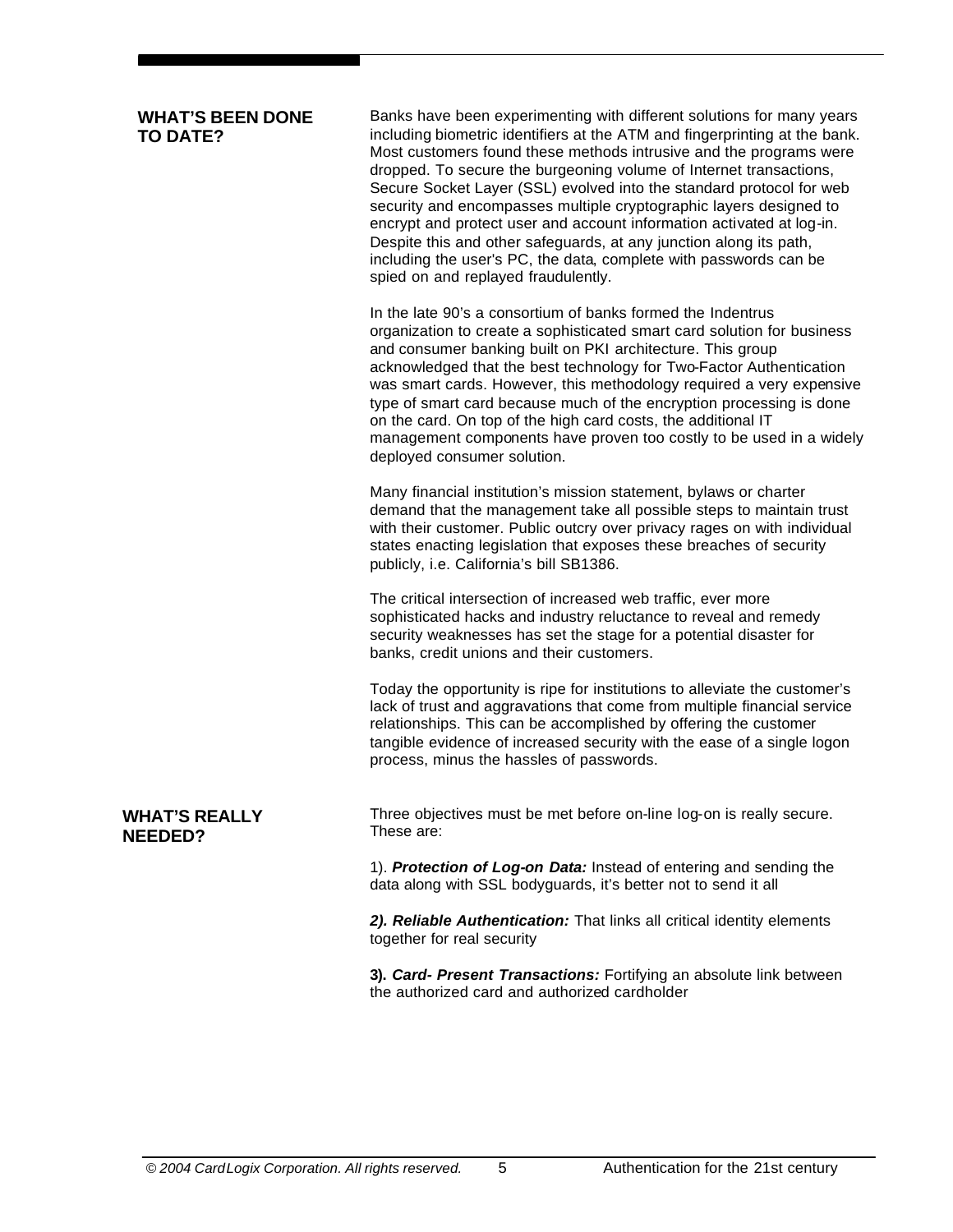## WHAT'S BEEN DONE TO DATE?

Banks have been experimenting with different solutions for many years including biometric identifiers at the ATM and fingerprinting at the bank. Most customers found these methods intrusive and the programs were dropped. To secure the burgeoning volume of Internet transactions, Secure Socket Layer (SSL) evolved into the standard protocol for web security and encompasses multiple cryptographic layers designed to encrypt and protect user and account information activated at log-in. Despite this and other safeguards, at any junction along its path, including the user's PC, the data, complete with passwords can be spied on and replayed fraudulently.

In the late 90's a consortium of banks formed the Indentrus organization to create a sophisticated smart card solution for business and consumer banking built on PKI architecture. This group acknowledged that the best technology for Two-Factor Authentication was smart cards. However, this methodology required a very expensive type of smart card because much of the encryption processing is done on the card. On top of the high card costs, the additional IT management components have proven too costly to be used in a widely deployed consumer solution.

Many financial institution's mission statement, bylaws or charter demand that the management take all possible steps to maintain trust with their customer. Public outcry over privacy rages on with individual states enacting legislation that exposes these breaches of security publicly, i.e. California's bill SB1386.

The critical intersection of increased web traffic, ever more sophisticated hacks and industry reluctance to reveal and remedy security weaknesses has set the stage for a potential disaster for banks, credit unions and their customers.

Today the opportunity is ripe for institutions to alleviate the customer's lack of trust and aggravations that come from multiple financial service relationships. This can be accomplished by offering the customer tangible evidence of increased security with the ease of a single logon process, minus the hassles of passwords.

## WHAT'S REALLY NEEDED?

Three objectives must be met before on-line log-on is really secure. These are:

1). ***Protection of Log-on Data:*** Instead of entering and sending the data along with SSL bodyguards, it's better not to send it all

***2). Reliable Authentication:*** That links all critical identity elements together for real security

**3). *Card- Present Transactions:*** Fortifying an absolute link between the authorized card and authorized cardholder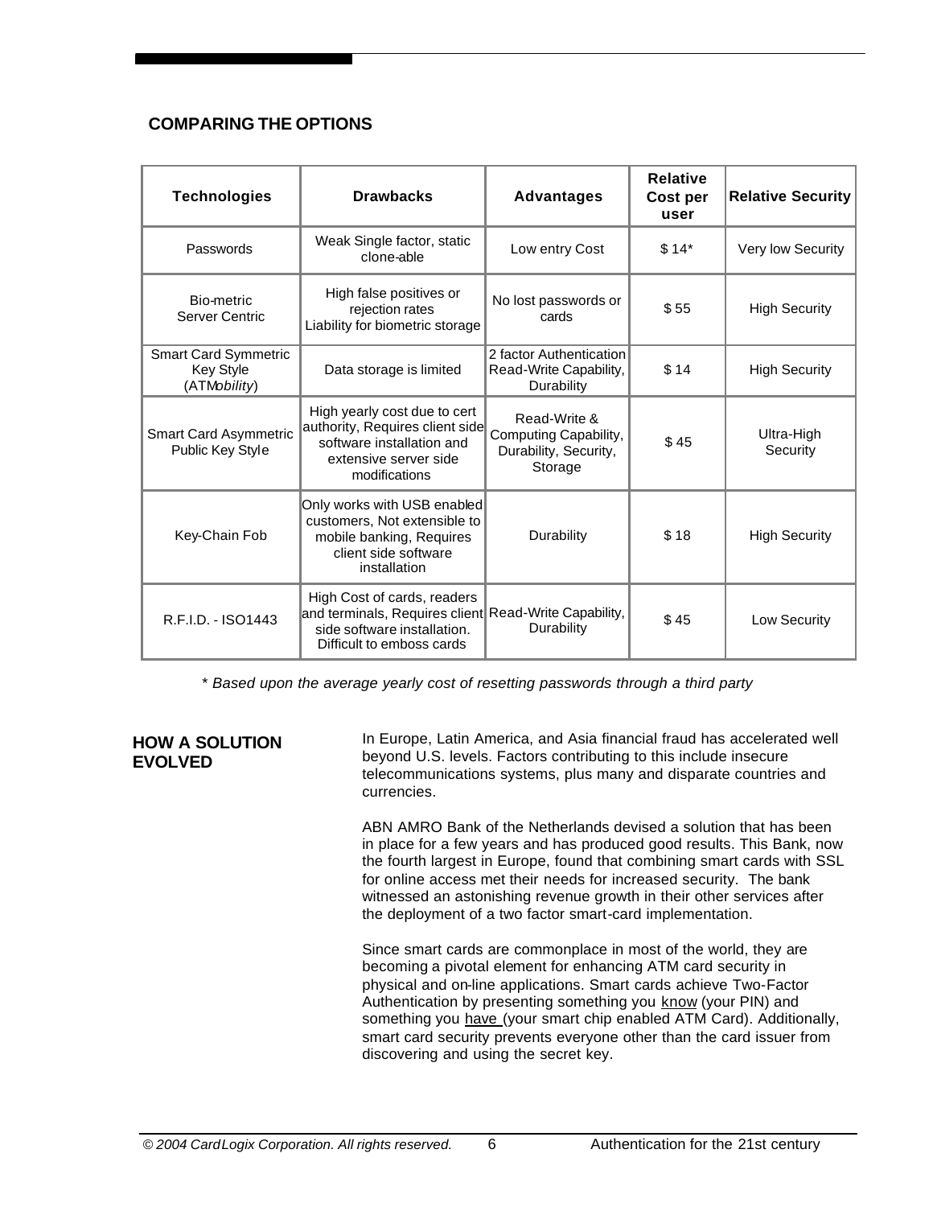## COMPARING THE OPTIONS

| Technologies | Drawbacks | Advantages | Relative Cost per user | Relative Security |
|---|---|---|---|---|
| Passwords | Weak Single factor, static clone-able | Low entry Cost | $ 14* | Very low Security |
| Bio-metric Server Centric | High false positives or rejection rates Liability for biometric storage | No lost passwords or cards | $ 55 | High Security |
| Smart Card Symmetric Key Style (ATM*obility*) | Data storage is limited | 2 factor Authentication Read-Write Capability, Durability | $ 14 | High Security |
| Smart Card Asymmetric Public Key Style | High yearly cost due to cert authority, Requires client side software installation and extensive server side modifications | Read-Write & Computing Capability, Durability, Security, Storage | $ 45 | Ultra-High Security |
| Key-Chain Fob | Only works with USB enabled customers, Not extensible to mobile banking, Requires client side software installation | Durability | $ 18 | High Security |
| R.F.I.D. - ISO1443 | High Cost of cards, readers and terminals, Requires client side software installation. Difficult to emboss cards | Read-Write Capability, Durability | $ 45 | Low Security |

*\* Based upon the average yearly cost of resetting passwords through a third party*

## HOW A SOLUTION EVOLVED

In Europe, Latin America, and Asia financial fraud has accelerated well beyond U.S. levels. Factors contributing to this include insecure telecommunications systems, plus many and disparate countries and currencies.

ABN AMRO Bank of the Netherlands devised a solution that has been in place for a few years and has produced good results. This Bank, now the fourth largest in Europe, found that combining smart cards with SSL for online access met their needs for increased security. The bank witnessed an astonishing revenue growth in their other services after the deployment of a two factor smart-card implementation.

Since smart cards are commonplace in most of the world, they are becoming a pivotal element for enhancing ATM card security in physical and on-line applications. Smart cards achieve Two-Factor Authentication by presenting something you <u>know</u> (your PIN) and something you <u>have</u> (your smart chip enabled ATM Card). Additionally, smart card security prevents everyone other than the card issuer from discovering and using the secret key.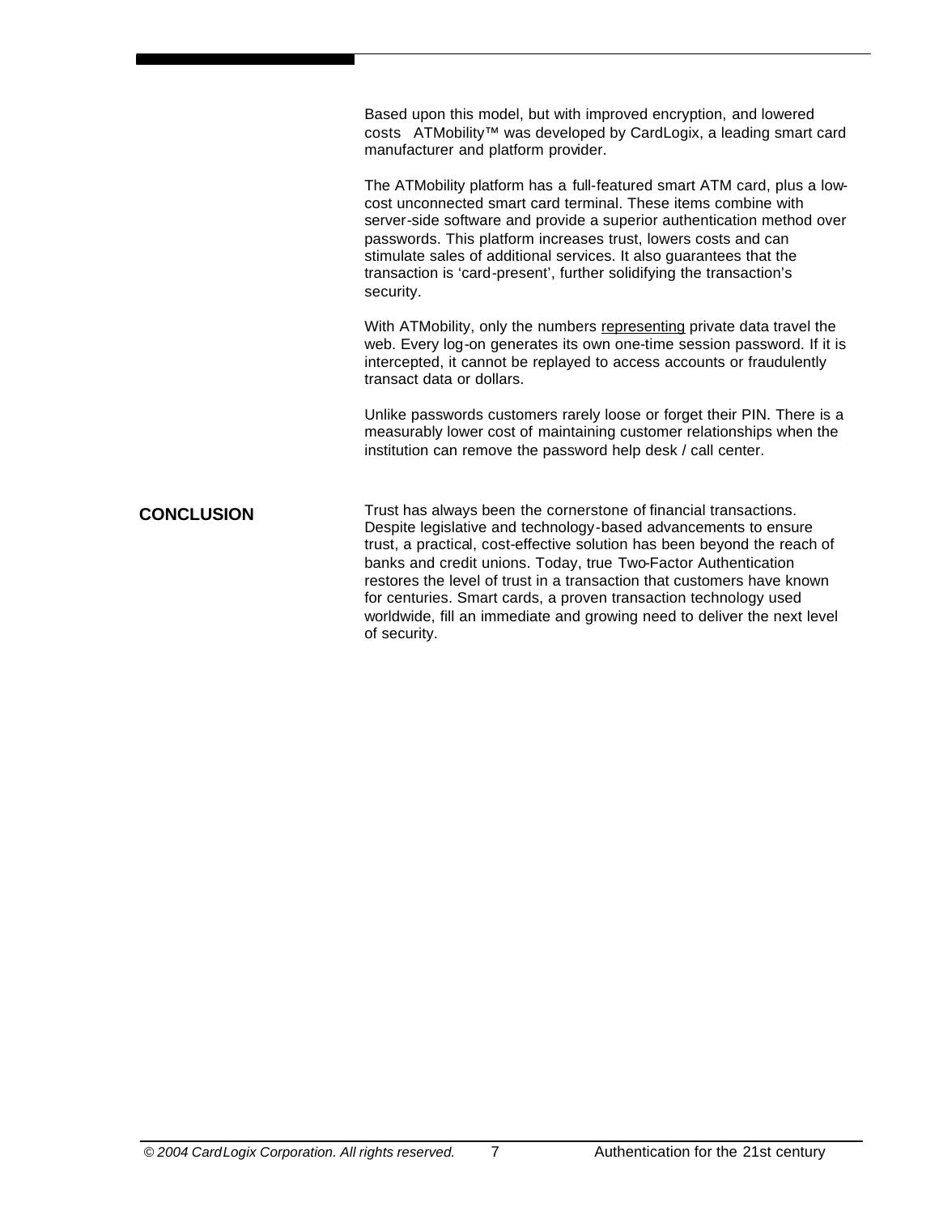Based upon this model, but with improved encryption, and lowered costs ATMobility™ was developed by CardLogix, a leading smart card manufacturer and platform provider.

The ATMobility platform has a full-featured smart ATM card, plus a low-cost unconnected smart card terminal. These items combine with server-side software and provide a superior authentication method over passwords. This platform increases trust, lowers costs and can stimulate sales of additional services. It also guarantees that the transaction is 'card-present', further solidifying the transaction's security.

With ATMobility, only the numbers <u>representing</u> private data travel the web. Every log-on generates its own one-time session password. If it is intercepted, it cannot be replayed to access accounts or fraudulently transact data or dollars.

Unlike passwords customers rarely loose or forget their PIN. There is a measurably lower cost of maintaining customer relationships when the institution can remove the password help desk / call center.

## CONCLUSION

Trust has always been the cornerstone of financial transactions. Despite legislative and technology-based advancements to ensure trust, a practical, cost-effective solution has been beyond the reach of banks and credit unions. Today, true Two-Factor Authentication restores the level of trust in a transaction that customers have known for centuries. Smart cards, a proven transaction technology used worldwide, fill an immediate and growing need to deliver the next level of security.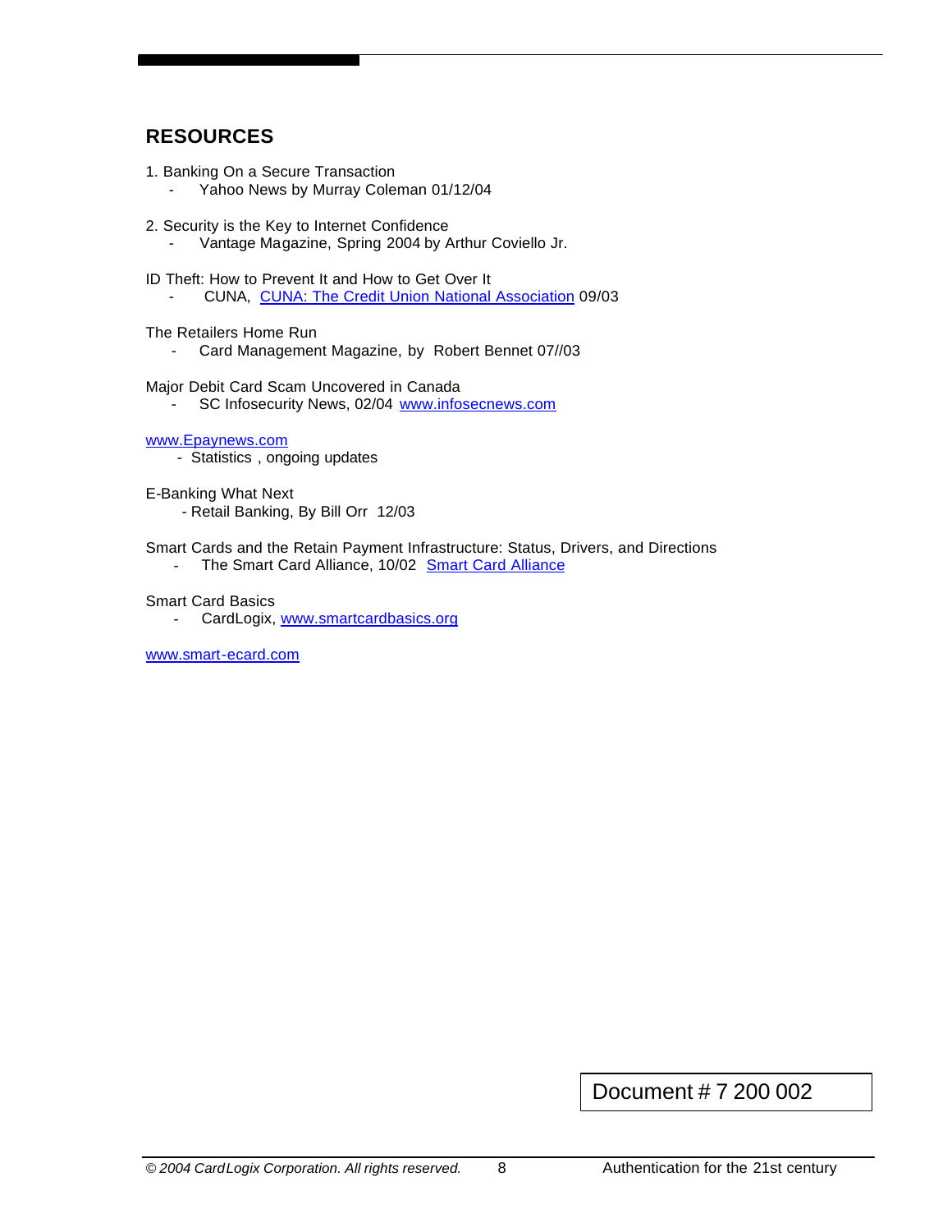## RESOURCES

1. Banking On a Secure Transaction
   - Yahoo News by Murray Coleman 01/12/04

2. Security is the Key to Internet Confidence
   - Vantage Magazine, Spring 2004 by Arthur Coviello Jr.

ID Theft: How to Prevent It and How to Get Over It
- CUNA, CUNA: The Credit Union National Association 09/03

The Retailers Home Run
- Card Management Magazine, by Robert Bennet 07//03

Major Debit Card Scam Uncovered in Canada
- SC Infosecurity News, 02/04 www.infosecnews.com

www.Epaynews.com
- Statistics , ongoing updates

E-Banking What Next
- Retail Banking, By Bill Orr 12/03

Smart Cards and the Retain Payment Infrastructure: Status, Drivers, and Directions
- The Smart Card Alliance, 10/02 Smart Card Alliance

Smart Card Basics
- CardLogix, www.smartcardbasics.org

www.smart-ecard.com

Document # 7 200 002